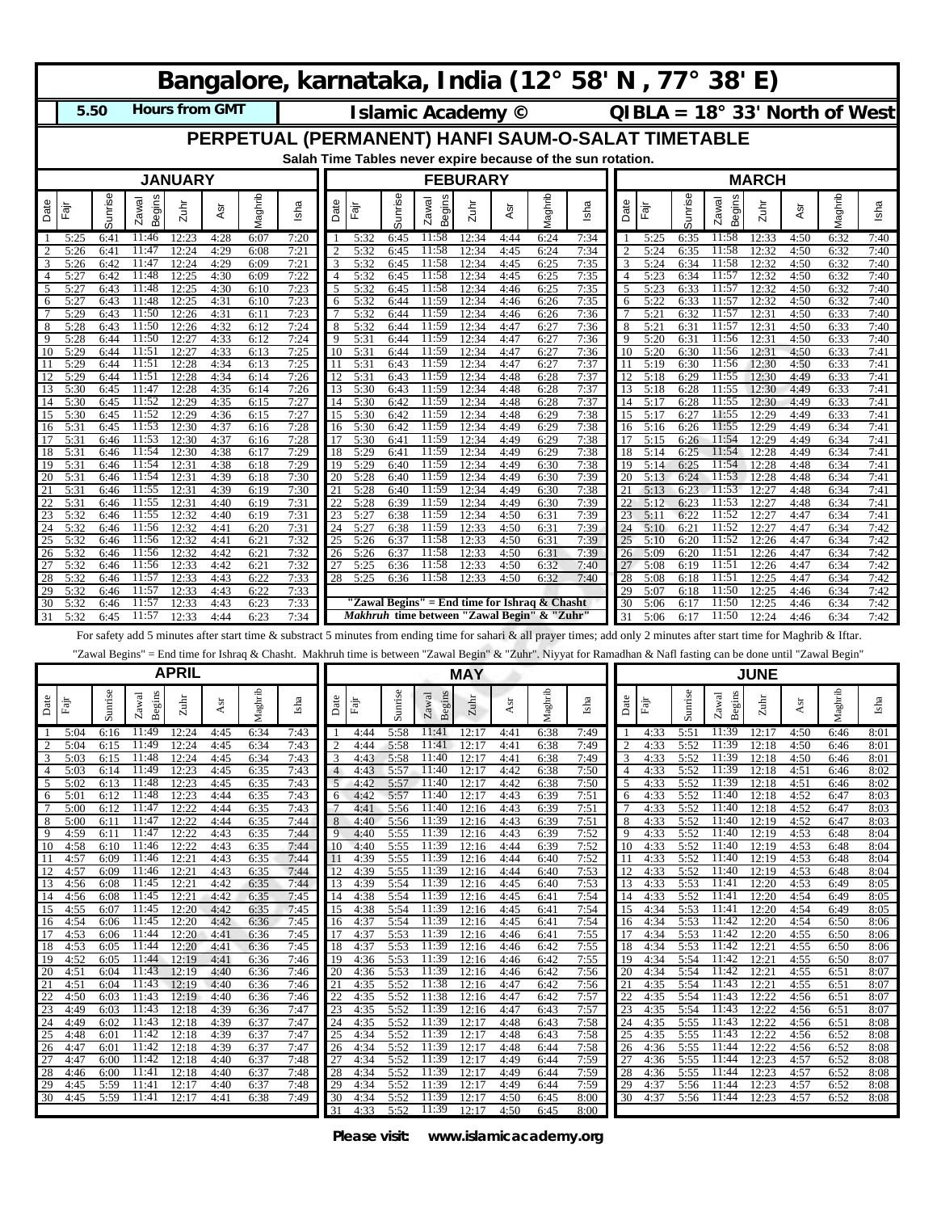# Bangalore, karnataka, India (12° 58' N , 77° 38' E)

**5.50 Hours from GMT** | **Islamic Academy ©** | **QIBLA = 18° 33' North of West**

## PERPETUAL (PERMANENT) HANFI SAUM-O-SALAT TIMETABLE

**Salah Time Tables never expire because of the sun rotation.**

### JANUARY

| Date | Fajr | Sunrise | Zawal Begins | Zuhr | Asr | Maghrib | Isha |
|---|---|---|---|---|---|---|---|
| 1 | 5:25 | 6:41 | 11:46 | 12:23 | 4:28 | 6:07 | 7:20 |
| 2 | 5:26 | 6:41 | 11:47 | 12:24 | 4:29 | 6:08 | 7:21 |
| 3 | 5:26 | 6:42 | 11:47 | 12:24 | 4:29 | 6:09 | 7:21 |
| 4 | 5:27 | 6:42 | 11:48 | 12:25 | 4:30 | 6:09 | 7:22 |
| 5 | 5:27 | 6:43 | 11:48 | 12:25 | 4:30 | 6:10 | 7:23 |
| 6 | 5:27 | 6:43 | 11:48 | 12:25 | 4:31 | 6:10 | 7:23 |
| 7 | 5:29 | 6:43 | 11:50 | 12:26 | 4:31 | 6:11 | 7:23 |
| 8 | 5:28 | 6:43 | 11:50 | 12:26 | 4:32 | 6:12 | 7:24 |
| 9 | 5:28 | 6:44 | 11:50 | 12:27 | 4:33 | 6:12 | 7:24 |
| 10 | 5:29 | 6:44 | 11:51 | 12:27 | 4:33 | 6:13 | 7:25 |
| 11 | 5:29 | 6:44 | 11:51 | 12:28 | 4:34 | 6:13 | 7:25 |
| 12 | 5:29 | 6:44 | 11:51 | 12:28 | 4:34 | 6:14 | 7:26 |
| 13 | 5:30 | 6:45 | 11:47 | 12:28 | 4:35 | 6:14 | 7:26 |
| 14 | 5:30 | 6:45 | 11:52 | 12:29 | 4:35 | 6:15 | 7:27 |
| 15 | 5:30 | 6:45 | 11:52 | 12:29 | 4:36 | 6:15 | 7:27 |
| 16 | 5:31 | 6:45 | 11:53 | 12:30 | 4:37 | 6:16 | 7:28 |
| 17 | 5:31 | 6:46 | 11:53 | 12:30 | 4:37 | 6:16 | 7:28 |
| 18 | 5:31 | 6:46 | 11:54 | 12:30 | 4:38 | 6:17 | 7:29 |
| 19 | 5:31 | 6:46 | 11:54 | 12:31 | 4:38 | 6:18 | 7:29 |
| 20 | 5:31 | 6:46 | 11:54 | 12:31 | 4:39 | 6:18 | 7:30 |
| 21 | 5:31 | 6:46 | 11:55 | 12:31 | 4:39 | 6:19 | 7:30 |
| 22 | 5:31 | 6:46 | 11:55 | 12:31 | 4:40 | 6:19 | 7:31 |
| 23 | 5:32 | 6:46 | 11:55 | 12:32 | 4:40 | 6:19 | 7:31 |
| 24 | 5:32 | 6:46 | 11:56 | 12:32 | 4:41 | 6:20 | 7:31 |
| 25 | 5:32 | 6:46 | 11:56 | 12:32 | 4:41 | 6:21 | 7:32 |
| 26 | 5:32 | 6:46 | 11:56 | 12:32 | 4:42 | 6:21 | 7:32 |
| 27 | 5:32 | 6:46 | 11:56 | 12:33 | 4:42 | 6:21 | 7:32 |
| 28 | 5:32 | 6:46 | 11:57 | 12:33 | 4:43 | 6:22 | 7:33 |
| 29 | 5:32 | 6:46 | 11:57 | 12:33 | 4:43 | 6:22 | 7:33 |
| 30 | 5:32 | 6:46 | 11:57 | 12:33 | 4:43 | 6:23 | 7:33 |
| 31 | 5:32 | 6:45 | 11:57 | 12:33 | 4:44 | 6:23 | 7:34 |

### FEBURARY

| Date | Fajr | Sunrise | Zawal Begins | Zuhr | Asr | Maghrib | Isha |
|---|---|---|---|---|---|---|---|
| 1 | 5:32 | 6:45 | 11:58 | 12:34 | 4:44 | 6:24 | 7:34 |
| 2 | 5:32 | 6:45 | 11:58 | 12:34 | 4:45 | 6:24 | 7:34 |
| 3 | 5:32 | 6:45 | 11:58 | 12:34 | 4:45 | 6:25 | 7:35 |
| 4 | 5:32 | 6:45 | 11:58 | 12:34 | 4:45 | 6:25 | 7:35 |
| 5 | 5:32 | 6:45 | 11:58 | 12:34 | 4:46 | 6:25 | 7:35 |
| 6 | 5:32 | 6:44 | 11:59 | 12:34 | 4:46 | 6:26 | 7:35 |
| 7 | 5:32 | 6:44 | 11:59 | 12:34 | 4:46 | 6:26 | 7:36 |
| 8 | 5:32 | 6:44 | 11:59 | 12:34 | 4:47 | 6:27 | 7:36 |
| 9 | 5:31 | 6:44 | 11:59 | 12:34 | 4:47 | 6:27 | 7:36 |
| 10 | 5:31 | 6:44 | 11:59 | 12:34 | 4:47 | 6:27 | 7:36 |
| 11 | 5:31 | 6:43 | 11:59 | 12:34 | 4:47 | 6:27 | 7:37 |
| 12 | 5:31 | 6:43 | 11:59 | 12:34 | 4:48 | 6:28 | 7:37 |
| 13 | 5:30 | 6:43 | 11:59 | 12:34 | 4:48 | 6:28 | 7:37 |
| 14 | 5:30 | 6:42 | 11:59 | 12:34 | 4:48 | 6:28 | 7:37 |
| 15 | 5:30 | 6:42 | 11:59 | 12:34 | 4:48 | 6:29 | 7:38 |
| 16 | 5:30 | 6:42 | 11:59 | 12:34 | 4:49 | 6:29 | 7:38 |
| 17 | 5:30 | 6:41 | 11:59 | 12:34 | 4:49 | 6:29 | 7:38 |
| 18 | 5:29 | 6:41 | 11:59 | 12:34 | 4:49 | 6:29 | 7:38 |
| 19 | 5:29 | 6:40 | 11:59 | 12:34 | 4:49 | 6:30 | 7:38 |
| 20 | 5:28 | 6:40 | 11:59 | 12:34 | 4:49 | 6:30 | 7:39 |
| 21 | 5:28 | 6:40 | 11:59 | 12:34 | 4:49 | 6:30 | 7:38 |
| 22 | 5:28 | 6:39 | 11:59 | 12:34 | 4:49 | 6:30 | 7:39 |
| 23 | 5:27 | 6:38 | 11:59 | 12:34 | 4:50 | 6:31 | 7:39 |
| 24 | 5:27 | 6:38 | 11:59 | 12:33 | 4:50 | 6:31 | 7:39 |
| 25 | 5:26 | 6:37 | 11:58 | 12:33 | 4:50 | 6:31 | 7:39 |
| 26 | 5:26 | 6:37 | 11:58 | 12:33 | 4:50 | 6:31 | 7:39 |
| 27 | 5:25 | 6:36 | 11:58 | 12:33 | 4:50 | 6:32 | 7:40 |
| 28 | 5:25 | 6:36 | 11:58 | 12:33 | 4:50 | 6:32 | 7:40 |

**"Zawal Begins" = End time for Ishraq & Chasht**

***Makhruh* time between "Zawal Begin" & "Zuhr"**

### MARCH

| Date | Fajr | Sunrise | Zawal Begins | Zuhr | Asr | Maghrib | Isha |
|---|---|---|---|---|---|---|---|
| 1 | 5:25 | 6:35 | 11:58 | 12:33 | 4:50 | 6:32 | 7:40 |
| 2 | 5:24 | 6:35 | 11:58 | 12:32 | 4:50 | 6:32 | 7:40 |
| 3 | 5:24 | 6:34 | 11:58 | 12:32 | 4:50 | 6:32 | 7:40 |
| 4 | 5:23 | 6:34 | 11:57 | 12:32 | 4:50 | 6:32 | 7:40 |
| 5 | 5:23 | 6:33 | 11:57 | 12:32 | 4:50 | 6:32 | 7:40 |
| 6 | 5:22 | 6:33 | 11:57 | 12:32 | 4:50 | 6:32 | 7:40 |
| 7 | 5:21 | 6:32 | 11:57 | 12:31 | 4:50 | 6:33 | 7:40 |
| 8 | 5:21 | 6:31 | 11:57 | 12:31 | 4:50 | 6:33 | 7:40 |
| 9 | 5:20 | 6:31 | 11:56 | 12:31 | 4:50 | 6:33 | 7:40 |
| 10 | 5:20 | 6:30 | 11:56 | 12:31 | 4:50 | 6:33 | 7:41 |
| 11 | 5:19 | 6:30 | 11:56 | 12:30 | 4:50 | 6:33 | 7:41 |
| 12 | 5:18 | 6:29 | 11:55 | 12:30 | 4:49 | 6:33 | 7:41 |
| 13 | 5:18 | 6:28 | 11:55 | 12:30 | 4:49 | 6:33 | 7:41 |
| 14 | 5:17 | 6:28 | 11:55 | 12:30 | 4:49 | 6:33 | 7:41 |
| 15 | 5:17 | 6:27 | 11:55 | 12:29 | 4:49 | 6:33 | 7:41 |
| 16 | 5:16 | 6:26 | 11:55 | 12:29 | 4:49 | 6:34 | 7:41 |
| 17 | 5:15 | 6:26 | 11:54 | 12:29 | 4:49 | 6:34 | 7:41 |
| 18 | 5:14 | 6:25 | 11:54 | 12:28 | 4:49 | 6:34 | 7:41 |
| 19 | 5:14 | 6:25 | 11:54 | 12:28 | 4:48 | 6:34 | 7:41 |
| 20 | 5:13 | 6:24 | 11:53 | 12:28 | 4:48 | 6:34 | 7:41 |
| 21 | 5:13 | 6:23 | 11:53 | 12:27 | 4:48 | 6:34 | 7:41 |
| 22 | 5:12 | 6:23 | 11:53 | 12:27 | 4:48 | 6:34 | 7:41 |
| 23 | 5:11 | 6:22 | 11:52 | 12:27 | 4:47 | 6:34 | 7:41 |
| 24 | 5:10 | 6:21 | 11:52 | 12:27 | 4:47 | 6:34 | 7:42 |
| 25 | 5:10 | 6:20 | 11:52 | 12:26 | 4:47 | 6:34 | 7:42 |
| 26 | 5:09 | 6:20 | 11:51 | 12:26 | 4:47 | 6:34 | 7:42 |
| 27 | 5:08 | 6:19 | 11:51 | 12:26 | 4:47 | 6:34 | 7:42 |
| 28 | 5:08 | 6:18 | 11:51 | 12:25 | 4:47 | 6:34 | 7:42 |
| 29 | 5:07 | 6:18 | 11:50 | 12:25 | 4:46 | 6:34 | 7:42 |
| 30 | 5:06 | 6:17 | 11:50 | 12:25 | 4:46 | 6:34 | 7:42 |
| 31 | 5:06 | 6:17 | 11:50 | 12:24 | 4:46 | 6:34 | 7:42 |

For safety add 5 minutes after start time & substract 5 minutes from ending time for sahari & all prayer times; add only 2 minutes after start time for Maghrib & Iftar.

"Zawal Begins" = End time for Ishraq & Chasht. Makhruh time is between "Zawal Begin" & "Zuhr". Niyyat for Ramadhan & Nafl fasting can be done until "Zawal Begin"

### APRIL

| Date | Fajr | Sunrise | Zawal Begins | Zuhr | Asr | Maghrib | Isha |
|---|---|---|---|---|---|---|---|
| 1 | 5:04 | 6:16 | 11:49 | 12:24 | 4:45 | 6:34 | 7:43 |
| 2 | 5:04 | 6:15 | 11:49 | 12:24 | 4:45 | 6:34 | 7:43 |
| 3 | 5:03 | 6:15 | 11:48 | 12:24 | 4:45 | 6:34 | 7:43 |
| 4 | 5:03 | 6:14 | 11:49 | 12:23 | 4:45 | 6:35 | 7:43 |
| 5 | 5:02 | 6:13 | 11:48 | 12:23 | 4:45 | 6:35 | 7:43 |
| 6 | 5:01 | 6:12 | 11:48 | 12:23 | 4:44 | 6:35 | 7:43 |
| 7 | 5:00 | 6:12 | 11:47 | 12:22 | 4:44 | 6:35 | 7:43 |
| 8 | 5:00 | 6:11 | 11:47 | 12:22 | 4:44 | 6:35 | 7:44 |
| 9 | 4:59 | 6:11 | 11:47 | 12:22 | 4:43 | 6:35 | 7:44 |
| 10 | 4:58 | 6:10 | 11:46 | 12:22 | 4:43 | 6:35 | 7:44 |
| 11 | 4:57 | 6:09 | 11:46 | 12:21 | 4:43 | 6:35 | 7:44 |
| 12 | 4:57 | 6:09 | 11:46 | 12:21 | 4:43 | 6:35 | 7:44 |
| 13 | 4:56 | 6:08 | 11:45 | 12:21 | 4:42 | 6:35 | 7:44 |
| 14 | 4:56 | 6:08 | 11:45 | 12:21 | 4:42 | 6:35 | 7:45 |
| 15 | 4:55 | 6:07 | 11:45 | 12:20 | 4:42 | 6:35 | 7:45 |
| 16 | 4:54 | 6:06 | 11:45 | 12:20 | 4:42 | 6:36 | 7:45 |
| 17 | 4:53 | 6:06 | 11:44 | 12:20 | 4:41 | 6:36 | 7:45 |
| 18 | 4:53 | 6:05 | 11:44 | 12:20 | 4:41 | 6:36 | 7:45 |
| 19 | 4:52 | 6:05 | 11:44 | 12:19 | 4:41 | 6:36 | 7:46 |
| 20 | 4:51 | 6:04 | 11:43 | 12:19 | 4:40 | 6:36 | 7:46 |
| 21 | 4:51 | 6:04 | 11:43 | 12:19 | 4:40 | 6:36 | 7:46 |
| 22 | 4:50 | 6:03 | 11:43 | 12:19 | 4:40 | 6:36 | 7:46 |
| 23 | 4:49 | 6:03 | 11:43 | 12:18 | 4:39 | 6:36 | 7:47 |
| 24 | 4:49 | 6:02 | 11:43 | 12:18 | 4:39 | 6:37 | 7:47 |
| 25 | 4:48 | 6:01 | 11:42 | 12:18 | 4:39 | 6:37 | 7:47 |
| 26 | 4:47 | 6:01 | 11:42 | 12:18 | 4:39 | 6:37 | 7:47 |
| 27 | 4:47 | 6:00 | 11:42 | 12:18 | 4:40 | 6:37 | 7:48 |
| 28 | 4:46 | 6:00 | 11:41 | 12:18 | 4:40 | 6:37 | 7:48 |
| 29 | 4:45 | 5:59 | 11:41 | 12:17 | 4:40 | 6:37 | 7:48 |
| 30 | 4:45 | 5:59 | 11:41 | 12:17 | 4:41 | 6:38 | 7:49 |

### MAY

| Date | Fajr | Sunrise | Zawal Begins | Zuhr | Asr | Maghrib | Isha |
|---|---|---|---|---|---|---|---|
| 1 | 4:44 | 5:58 | 11:41 | 12:17 | 4:41 | 6:38 | 7:49 |
| 2 | 4:44 | 5:58 | 11:41 | 12:17 | 4:41 | 6:38 | 7:49 |
| 3 | 4:43 | 5:58 | 11:40 | 12:17 | 4:41 | 6:38 | 7:49 |
| 4 | 4:43 | 5:57 | 11:40 | 12:17 | 4:42 | 6:38 | 7:50 |
| 5 | 4:42 | 5:57 | 11:40 | 12:17 | 4:42 | 6:38 | 7:50 |
| 6 | 4:42 | 5:57 | 11:40 | 12:17 | 4:43 | 6:39 | 7:51 |
| 7 | 4:41 | 5:56 | 11:40 | 12:16 | 4:43 | 6:39 | 7:51 |
| 8 | 4:40 | 5:56 | 11:39 | 12:16 | 4:43 | 6:39 | 7:51 |
| 9 | 4:40 | 5:55 | 11:39 | 12:16 | 4:43 | 6:39 | 7:52 |
| 10 | 4:40 | 5:55 | 11:39 | 12:16 | 4:44 | 6:39 | 7:52 |
| 11 | 4:39 | 5:55 | 11:39 | 12:16 | 4:44 | 6:40 | 7:52 |
| 12 | 4:39 | 5:55 | 11:39 | 12:16 | 4:44 | 6:40 | 7:53 |
| 13 | 4:39 | 5:54 | 11:39 | 12:16 | 4:45 | 6:40 | 7:53 |
| 14 | 4:38 | 5:54 | 11:39 | 12:16 | 4:45 | 6:41 | 7:54 |
| 15 | 4:38 | 5:54 | 11:39 | 12:16 | 4:45 | 6:41 | 7:54 |
| 16 | 4:37 | 5:54 | 11:39 | 12:16 | 4:45 | 6:41 | 7:54 |
| 17 | 4:37 | 5:53 | 11:39 | 12:16 | 4:46 | 6:41 | 7:55 |
| 18 | 4:37 | 5:53 | 11:39 | 12:16 | 4:46 | 6:42 | 7:55 |
| 19 | 4:36 | 5:53 | 11:39 | 12:16 | 4:46 | 6:42 | 7:55 |
| 20 | 4:36 | 5:53 | 11:39 | 12:16 | 4:46 | 6:42 | 7:56 |
| 21 | 4:35 | 5:52 | 11:38 | 12:16 | 4:47 | 6:42 | 7:56 |
| 22 | 4:35 | 5:52 | 11:38 | 12:16 | 4:47 | 6:42 | 7:57 |
| 23 | 4:35 | 5:52 | 11:39 | 12:16 | 4:47 | 6:43 | 7:57 |
| 24 | 4:35 | 5:52 | 11:39 | 12:17 | 4:48 | 6:43 | 7:58 |
| 25 | 4:34 | 5:52 | 11:39 | 12:17 | 4:48 | 6:43 | 7:58 |
| 26 | 4:34 | 5:52 | 11:39 | 12:17 | 4:48 | 6:44 | 7:58 |
| 27 | 4:34 | 5:52 | 11:39 | 12:17 | 4:49 | 6:44 | 7:59 |
| 28 | 4:34 | 5:52 | 11:39 | 12:17 | 4:49 | 6:44 | 7:59 |
| 29 | 4:34 | 5:52 | 11:39 | 12:17 | 4:49 | 6:44 | 7:59 |
| 30 | 4:34 | 5:52 | 11:39 | 12:17 | 4:50 | 6:45 | 8:00 |
| 31 | 4:33 | 5:52 | 11:39 | 12:17 | 4:50 | 6:45 | 8:00 |

### JUNE

| Date | Fajr | Sunrise | Zawal Begins | Zuhr | Asr | Maghrib | Isha |
|---|---|---|---|---|---|---|---|
| 1 | 4:33 | 5:51 | 11:39 | 12:17 | 4:50 | 6:46 | 8:01 |
| 2 | 4:33 | 5:52 | 11:39 | 12:18 | 4:50 | 6:46 | 8:01 |
| 3 | 4:33 | 5:52 | 11:39 | 12:18 | 4:50 | 6:46 | 8:01 |
| 4 | 4:33 | 5:52 | 11:39 | 12:18 | 4:51 | 6:46 | 8:02 |
| 5 | 4:33 | 5:52 | 11:39 | 12:18 | 4:51 | 6:46 | 8:02 |
| 6 | 4:33 | 5:52 | 11:40 | 12:18 | 4:52 | 6:47 | 8:03 |
| 7 | 4:33 | 5:52 | 11:40 | 12:18 | 4:52 | 6:47 | 8:03 |
| 8 | 4:33 | 5:52 | 11:40 | 12:19 | 4:52 | 6:47 | 8:03 |
| 9 | 4:33 | 5:52 | 11:40 | 12:19 | 4:53 | 6:48 | 8:04 |
| 10 | 4:33 | 5:52 | 11:40 | 12:19 | 4:53 | 6:48 | 8:04 |
| 11 | 4:33 | 5:52 | 11:40 | 12:19 | 4:53 | 6:48 | 8:04 |
| 12 | 4:33 | 5:52 | 11:40 | 12:19 | 4:53 | 6:48 | 8:04 |
| 13 | 4:33 | 5:53 | 11:41 | 12:20 | 4:53 | 6:49 | 8:05 |
| 14 | 4:33 | 5:52 | 11:41 | 12:20 | 4:54 | 6:49 | 8:05 |
| 15 | 4:34 | 5:53 | 11:41 | 12:20 | 4:54 | 6:49 | 8:05 |
| 16 | 4:34 | 5:53 | 11:42 | 12:20 | 4:54 | 6:50 | 8:06 |
| 17 | 4:34 | 5:53 | 11:42 | 12:20 | 4:55 | 6:50 | 8:06 |
| 18 | 4:34 | 5:53 | 11:42 | 12:21 | 4:55 | 6:50 | 8:06 |
| 19 | 4:34 | 5:54 | 11:42 | 12:21 | 4:55 | 6:50 | 8:07 |
| 20 | 4:34 | 5:54 | 11:42 | 12:21 | 4:55 | 6:51 | 8:07 |
| 21 | 4:35 | 5:54 | 11:43 | 12:21 | 4:55 | 6:51 | 8:07 |
| 22 | 4:35 | 5:54 | 11:43 | 12:22 | 4:56 | 6:51 | 8:07 |
| 23 | 4:35 | 5:54 | 11:43 | 12:22 | 4:56 | 6:51 | 8:07 |
| 24 | 4:35 | 5:55 | 11:43 | 12:22 | 4:56 | 6:51 | 8:08 |
| 25 | 4:35 | 5:55 | 11:43 | 12:22 | 4:56 | 6:52 | 8:08 |
| 26 | 4:36 | 5:55 | 11:44 | 12:22 | 4:56 | 6:52 | 8:08 |
| 27 | 4:36 | 5:55 | 11:44 | 12:23 | 4:57 | 6:52 | 8:08 |
| 28 | 4:36 | 5:55 | 11:44 | 12:23 | 4:57 | 6:52 | 8:08 |
| 29 | 4:37 | 5:56 | 11:44 | 12:23 | 4:57 | 6:52 | 8:08 |
| 30 | 4:37 | 5:56 | 11:44 | 12:23 | 4:57 | 6:52 | 8:08 |

**Please visit: www.islamicacademy.org**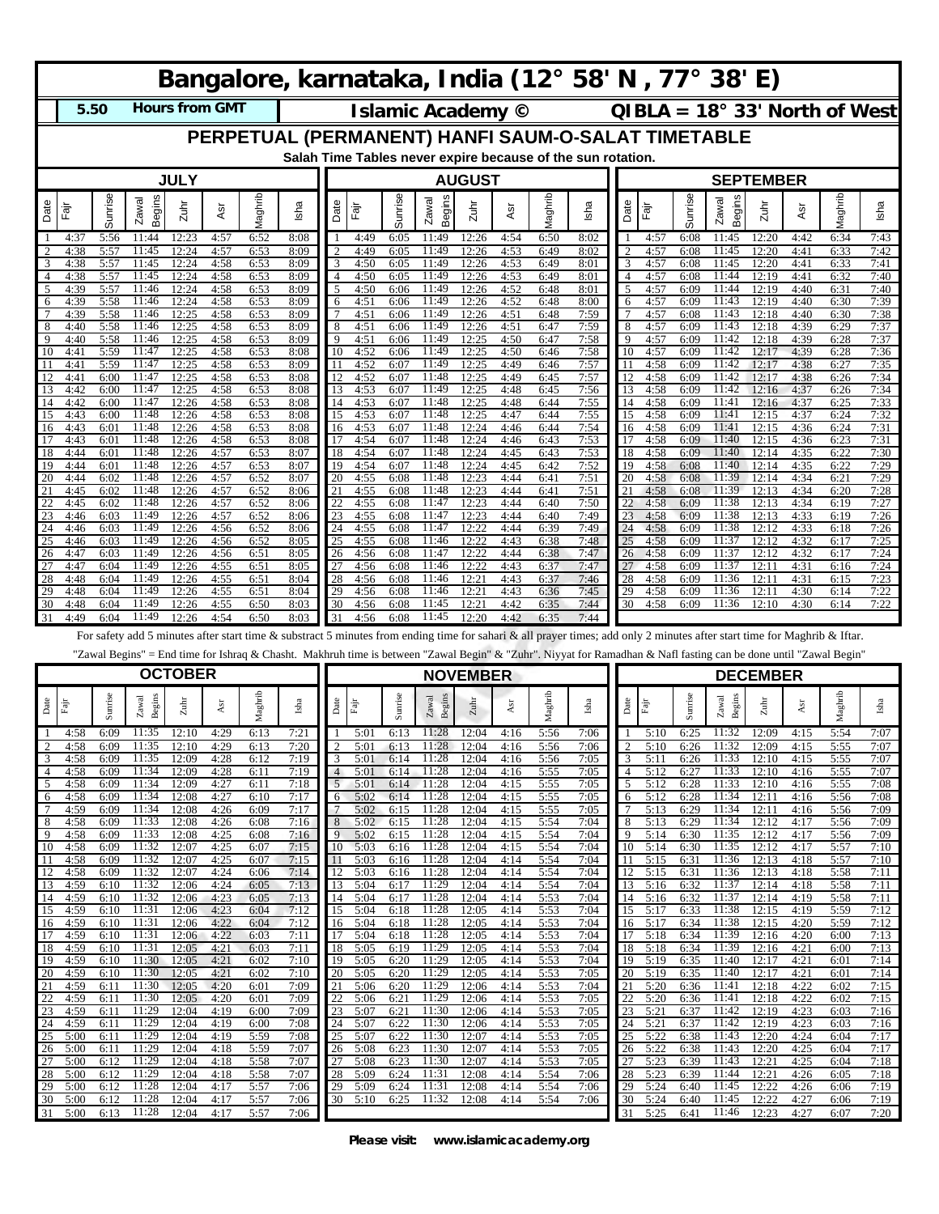# Bangalore, karnataka, India (12° 58' N , 77° 38' E)

**5.50 Hours from GMT** | **Islamic Academy ©** | **QIBLA = 18° 33' North of West**

## PERPETUAL (PERMANENT) HANFI SAUM-O-SALAT TIMETABLE

**Salah Time Tables never expire because of the sun rotation.**

### JULY

| Date | Fajr | Sunrise | Zawal Begins | Zuhr | Asr | Maghrib | Isha |
|---|---|---|---|---|---|---|---|
| 1 | 4:37 | 5:56 | 11:44 | 12:23 | 4:57 | 6:52 | 8:08 |
| 2 | 4:38 | 5:57 | 11:45 | 12:24 | 4:57 | 6:53 | 8:09 |
| 3 | 4:38 | 5:57 | 11:45 | 12:24 | 4:58 | 6:53 | 8:09 |
| 4 | 4:38 | 5:57 | 11:45 | 12:24 | 4:58 | 6:53 | 8:09 |
| 5 | 4:39 | 5:57 | 11:46 | 12:24 | 4:58 | 6:53 | 8:09 |
| 6 | 4:39 | 5:58 | 11:46 | 12:24 | 4:58 | 6:53 | 8:09 |
| 7 | 4:39 | 5:58 | 11:46 | 12:25 | 4:58 | 6:53 | 8:09 |
| 8 | 4:40 | 5:58 | 11:46 | 12:25 | 4:58 | 6:53 | 8:09 |
| 9 | 4:40 | 5:58 | 11:46 | 12:25 | 4:58 | 6:53 | 8:09 |
| 10 | 4:41 | 5:59 | 11:47 | 12:25 | 4:58 | 6:53 | 8:08 |
| 11 | 4:41 | 5:59 | 11:47 | 12:25 | 4:58 | 6:53 | 8:09 |
| 12 | 4:41 | 6:00 | 11:47 | 12:25 | 4:58 | 6:53 | 8:08 |
| 13 | 4:42 | 6:00 | 11:47 | 12:25 | 4:58 | 6:53 | 8:08 |
| 14 | 4:42 | 6:00 | 11:47 | 12:26 | 4:58 | 6:53 | 8:08 |
| 15 | 4:43 | 6:00 | 11:48 | 12:26 | 4:58 | 6:53 | 8:08 |
| 16 | 4:43 | 6:01 | 11:48 | 12:26 | 4:58 | 6:53 | 8:08 |
| 17 | 4:43 | 6:01 | 11:48 | 12:26 | 4:58 | 6:53 | 8:08 |
| 18 | 4:44 | 6:01 | 11:48 | 12:26 | 4:57 | 6:53 | 8:07 |
| 19 | 4:44 | 6:01 | 11:48 | 12:26 | 4:57 | 6:53 | 8:07 |
| 20 | 4:44 | 6:02 | 11:48 | 12:26 | 4:57 | 6:52 | 8:07 |
| 21 | 4:45 | 6:02 | 11:48 | 12:26 | 4:57 | 6:52 | 8:06 |
| 22 | 4:45 | 6:02 | 11:48 | 12:26 | 4:57 | 6:52 | 8:06 |
| 23 | 4:46 | 6:03 | 11:49 | 12:26 | 4:57 | 6:52 | 8:06 |
| 24 | 4:46 | 6:03 | 11:49 | 12:26 | 4:56 | 6:52 | 8:06 |
| 25 | 4:46 | 6:03 | 11:49 | 12:26 | 4:56 | 6:52 | 8:05 |
| 26 | 4:47 | 6:03 | 11:49 | 12:26 | 4:56 | 6:51 | 8:05 |
| 27 | 4:47 | 6:04 | 11:49 | 12:26 | 4:55 | 6:51 | 8:05 |
| 28 | 4:48 | 6:04 | 11:49 | 12:26 | 4:55 | 6:51 | 8:04 |
| 29 | 4:48 | 6:04 | 11:49 | 12:26 | 4:55 | 6:51 | 8:04 |
| 30 | 4:48 | 6:04 | 11:49 | 12:26 | 4:55 | 6:50 | 8:03 |
| 31 | 4:49 | 6:04 | 11:49 | 12:26 | 4:54 | 6:50 | 8:03 |

### AUGUST

| Date | Fajr | Sunrise | Zawal Begins | Zuhr | Asr | Maghrib | Isha |
|---|---|---|---|---|---|---|---|
| 1 | 4:49 | 6:05 | 11:49 | 12:26 | 4:54 | 6:50 | 8:02 |
| 2 | 4:49 | 6:05 | 11:49 | 12:26 | 4:53 | 6:49 | 8:02 |
| 3 | 4:50 | 6:05 | 11:49 | 12:26 | 4:53 | 6:49 | 8:01 |
| 4 | 4:50 | 6:05 | 11:49 | 12:26 | 4:53 | 6:49 | 8:01 |
| 5 | 4:50 | 6:06 | 11:49 | 12:26 | 4:52 | 6:48 | 8:01 |
| 6 | 4:51 | 6:06 | 11:49 | 12:26 | 4:52 | 6:48 | 8:00 |
| 7 | 4:51 | 6:06 | 11:49 | 12:26 | 4:51 | 6:48 | 7:59 |
| 8 | 4:51 | 6:06 | 11:49 | 12:26 | 4:51 | 6:47 | 7:59 |
| 9 | 4:51 | 6:06 | 11:49 | 12:25 | 4:50 | 6:47 | 7:58 |
| 10 | 4:52 | 6:06 | 11:49 | 12:25 | 4:50 | 6:46 | 7:58 |
| 11 | 4:52 | 6:07 | 11:49 | 12:25 | 4:49 | 6:46 | 7:57 |
| 12 | 4:52 | 6:07 | 11:48 | 12:25 | 4:49 | 6:45 | 7:57 |
| 13 | 4:53 | 6:07 | 11:49 | 12:25 | 4:48 | 6:45 | 7:56 |
| 14 | 4:53 | 6:07 | 11:48 | 12:25 | 4:48 | 6:44 | 7:55 |
| 15 | 4:53 | 6:07 | 11:48 | 12:25 | 4:47 | 6:44 | 7:55 |
| 16 | 4:53 | 6:07 | 11:48 | 12:24 | 4:46 | 6:44 | 7:54 |
| 17 | 4:54 | 6:07 | 11:48 | 12:24 | 4:46 | 6:43 | 7:53 |
| 18 | 4:54 | 6:07 | 11:48 | 12:24 | 4:45 | 6:43 | 7:53 |
| 19 | 4:54 | 6:07 | 11:48 | 12:24 | 4:45 | 6:42 | 7:52 |
| 20 | 4:55 | 6:08 | 11:48 | 12:23 | 4:44 | 6:41 | 7:51 |
| 21 | 4:55 | 6:08 | 11:48 | 12:23 | 4:44 | 6:41 | 7:51 |
| 22 | 4:55 | 6:08 | 11:47 | 12:23 | 4:44 | 6:40 | 7:50 |
| 23 | 4:55 | 6:08 | 11:47 | 12:23 | 4:44 | 6:40 | 7:49 |
| 24 | 4:55 | 6:08 | 11:47 | 12:22 | 4:44 | 6:39 | 7:49 |
| 25 | 4:55 | 6:08 | 11:46 | 12:22 | 4:43 | 6:38 | 7:48 |
| 26 | 4:56 | 6:08 | 11:47 | 12:22 | 4:44 | 6:38 | 7:47 |
| 27 | 4:56 | 6:08 | 11:46 | 12:22 | 4:43 | 6:37 | 7:47 |
| 28 | 4:56 | 6:08 | 11:46 | 12:21 | 4:43 | 6:37 | 7:46 |
| 29 | 4:56 | 6:08 | 11:46 | 12:21 | 4:43 | 6:36 | 7:45 |
| 30 | 4:56 | 6:08 | 11:45 | 12:21 | 4:42 | 6:35 | 7:44 |
| 31 | 4:56 | 6:08 | 11:45 | 12:20 | 4:42 | 6:35 | 7:44 |

### SEPTEMBER

| Date | Fajr | Sunrise | Zawal Begins | Zuhr | Asr | Maghrib | Isha |
|---|---|---|---|---|---|---|---|
| 1 | 4:57 | 6:08 | 11:45 | 12:20 | 4:42 | 6:34 | 7:43 |
| 2 | 4:57 | 6:08 | 11:45 | 12:20 | 4:41 | 6:33 | 7:42 |
| 3 | 4:57 | 6:08 | 11:45 | 12:20 | 4:41 | 6:33 | 7:41 |
| 4 | 4:57 | 6:08 | 11:44 | 12:19 | 4:41 | 6:32 | 7:40 |
| 5 | 4:57 | 6:09 | 11:44 | 12:19 | 4:40 | 6:31 | 7:40 |
| 6 | 4:57 | 6:09 | 11:43 | 12:19 | 4:40 | 6:30 | 7:39 |
| 7 | 4:57 | 6:08 | 11:43 | 12:18 | 4:40 | 6:30 | 7:38 |
| 8 | 4:57 | 6:09 | 11:43 | 12:18 | 4:39 | 6:29 | 7:37 |
| 9 | 4:57 | 6:09 | 11:42 | 12:18 | 4:39 | 6:28 | 7:37 |
| 10 | 4:57 | 6:09 | 11:42 | 12:17 | 4:39 | 6:28 | 7:36 |
| 11 | 4:58 | 6:09 | 11:42 | 12:17 | 4:38 | 6:27 | 7:35 |
| 12 | 4:58 | 6:09 | 11:42 | 12:17 | 4:38 | 6:26 | 7:34 |
| 13 | 4:58 | 6:09 | 11:42 | 12:16 | 4:37 | 6:26 | 7:34 |
| 14 | 4:58 | 6:09 | 11:41 | 12:16 | 4:37 | 6:25 | 7:33 |
| 15 | 4:58 | 6:09 | 11:41 | 12:15 | 4:37 | 6:24 | 7:32 |
| 16 | 4:58 | 6:09 | 11:41 | 12:15 | 4:36 | 6:24 | 7:31 |
| 17 | 4:58 | 6:09 | 11:40 | 12:15 | 4:36 | 6:23 | 7:31 |
| 18 | 4:58 | 6:09 | 11:40 | 12:14 | 4:35 | 6:22 | 7:30 |
| 19 | 4:58 | 6:08 | 11:40 | 12:14 | 4:35 | 6:22 | 7:29 |
| 20 | 4:58 | 6:08 | 11:39 | 12:14 | 4:34 | 6:21 | 7:29 |
| 21 | 4:58 | 6:08 | 11:39 | 12:13 | 4:34 | 6:20 | 7:28 |
| 22 | 4:58 | 6:09 | 11:38 | 12:13 | 4:34 | 6:19 | 7:27 |
| 23 | 4:58 | 6:09 | 11:38 | 12:13 | 4:33 | 6:19 | 7:26 |
| 24 | 4:58 | 6:09 | 11:38 | 12:12 | 4:33 | 6:18 | 7:26 |
| 25 | 4:58 | 6:09 | 11:37 | 12:12 | 4:32 | 6:17 | 7:25 |
| 26 | 4:58 | 6:09 | 11:37 | 12:12 | 4:32 | 6:17 | 7:24 |
| 27 | 4:58 | 6:09 | 11:37 | 12:11 | 4:31 | 6:16 | 7:24 |
| 28 | 4:58 | 6:09 | 11:36 | 12:11 | 4:31 | 6:15 | 7:23 |
| 29 | 4:58 | 6:09 | 11:36 | 12:11 | 4:30 | 6:14 | 7:22 |
| 30 | 4:58 | 6:09 | 11:36 | 12:10 | 4:30 | 6:14 | 7:22 |

For safety add 5 minutes after start time & substract 5 minutes from ending time for sahari & all prayer times; add only 2 minutes after start time for Maghrib & Iftar.

"Zawal Begins" = End time for Ishraq & Chasht. Makhruh time is between "Zawal Begin" & "Zuhr". Niyyat for Ramadhan & Nafl fasting can be done until "Zawal Begin"

### OCTOBER

| Date | Fajr | Sunrise | Zawal Begins | Zuhr | Asr | Maghrib | Isha |
|---|---|---|---|---|---|---|---|
| 1 | 4:58 | 6:09 | 11:35 | 12:10 | 4:29 | 6:13 | 7:21 |
| 2 | 4:58 | 6:09 | 11:35 | 12:10 | 4:29 | 6:13 | 7:20 |
| 3 | 4:58 | 6:09 | 11:35 | 12:09 | 4:28 | 6:12 | 7:19 |
| 4 | 4:58 | 6:09 | 11:34 | 12:09 | 4:28 | 6:11 | 7:19 |
| 5 | 4:58 | 6:09 | 11:34 | 12:09 | 4:27 | 6:11 | 7:18 |
| 6 | 4:58 | 6:09 | 11:34 | 12:08 | 4:27 | 6:10 | 7:17 |
| 7 | 4:59 | 6:09 | 11:34 | 12:08 | 4:26 | 6:09 | 7:17 |
| 8 | 4:58 | 6:09 | 11:33 | 12:08 | 4:26 | 6:08 | 7:16 |
| 9 | 4:58 | 6:09 | 11:33 | 12:08 | 4:25 | 6:08 | 7:16 |
| 10 | 4:58 | 6:09 | 11:32 | 12:07 | 4:25 | 6:07 | 7:15 |
| 11 | 4:58 | 6:09 | 11:32 | 12:07 | 4:25 | 6:07 | 7:15 |
| 12 | 4:58 | 6:09 | 11:32 | 12:07 | 4:24 | 6:06 | 7:14 |
| 13 | 4:59 | 6:10 | 11:32 | 12:06 | 4:24 | 6:05 | 7:13 |
| 14 | 4:59 | 6:10 | 11:32 | 12:06 | 4:23 | 6:05 | 7:13 |
| 15 | 4:59 | 6:10 | 11:31 | 12:06 | 4:23 | 6:04 | 7:12 |
| 16 | 4:59 | 6:10 | 11:31 | 12:06 | 4:22 | 6:04 | 7:12 |
| 17 | 4:59 | 6:10 | 11:31 | 12:06 | 4:22 | 6:03 | 7:11 |
| 18 | 4:59 | 6:10 | 11:31 | 12:05 | 4:21 | 6:03 | 7:11 |
| 19 | 4:59 | 6:10 | 11:30 | 12:05 | 4:21 | 6:02 | 7:10 |
| 20 | 4:59 | 6:10 | 11:30 | 12:05 | 4:21 | 6:02 | 7:10 |
| 21 | 4:59 | 6:11 | 11:30 | 12:05 | 4:20 | 6:01 | 7:09 |
| 22 | 4:59 | 6:11 | 11:30 | 12:05 | 4:20 | 6:01 | 7:09 |
| 23 | 4:59 | 6:11 | 11:29 | 12:04 | 4:19 | 6:00 | 7:09 |
| 24 | 4:59 | 6:11 | 11:29 | 12:04 | 4:19 | 6:00 | 7:08 |
| 25 | 5:00 | 6:11 | 11:29 | 12:04 | 4:19 | 5:59 | 7:08 |
| 26 | 5:00 | 6:11 | 11:29 | 12:04 | 4:18 | 5:59 | 7:07 |
| 27 | 5:00 | 6:12 | 11:29 | 12:04 | 4:18 | 5:58 | 7:07 |
| 28 | 5:00 | 6:12 | 11:29 | 12:04 | 4:18 | 5:58 | 7:07 |
| 29 | 5:00 | 6:12 | 11:28 | 12:04 | 4:17 | 5:57 | 7:06 |
| 30 | 5:00 | 6:12 | 11:28 | 12:04 | 4:17 | 5:57 | 7:06 |
| 31 | 5:00 | 6:13 | 11:28 | 12:04 | 4:17 | 5:57 | 7:06 |

### NOVEMBER

| Date | Fajr | Sunrise | Zawal Begins | Zuhr | Asr | Maghrib | Isha |
|---|---|---|---|---|---|---|---|
| 1 | 5:01 | 6:13 | 11:28 | 12:04 | 4:16 | 5:56 | 7:06 |
| 2 | 5:01 | 6:13 | 11:28 | 12:04 | 4:16 | 5:56 | 7:06 |
| 3 | 5:01 | 6:14 | 11:28 | 12:04 | 4:16 | 5:56 | 7:05 |
| 4 | 5:01 | 6:14 | 11:28 | 12:04 | 4:16 | 5:55 | 7:05 |
| 5 | 5:01 | 6:14 | 11:28 | 12:04 | 4:15 | 5:55 | 7:05 |
| 6 | 5:02 | 6:14 | 11:28 | 12:04 | 4:15 | 5:55 | 7:05 |
| 7 | 5:02 | 6:15 | 11:28 | 12:04 | 4:15 | 5:55 | 7:05 |
| 8 | 5:02 | 6:15 | 11:28 | 12:04 | 4:15 | 5:54 | 7:04 |
| 9 | 5:02 | 6:15 | 11:28 | 12:04 | 4:15 | 5:54 | 7:04 |
| 10 | 5:03 | 6:16 | 11:28 | 12:04 | 4:15 | 5:54 | 7:04 |
| 11 | 5:03 | 6:16 | 11:28 | 12:04 | 4:14 | 5:54 | 7:04 |
| 12 | 5:03 | 6:16 | 11:28 | 12:04 | 4:14 | 5:54 | 7:04 |
| 13 | 5:04 | 6:17 | 11:29 | 12:04 | 4:14 | 5:54 | 7:04 |
| 14 | 5:04 | 6:17 | 11:28 | 12:04 | 4:14 | 5:53 | 7:04 |
| 15 | 5:04 | 6:18 | 11:28 | 12:05 | 4:14 | 5:53 | 7:04 |
| 16 | 5:04 | 6:18 | 11:28 | 12:05 | 4:14 | 5:53 | 7:04 |
| 17 | 5:04 | 6:18 | 11:28 | 12:05 | 4:14 | 5:53 | 7:04 |
| 18 | 5:05 | 6:19 | 11:29 | 12:05 | 4:14 | 5:53 | 7:04 |
| 19 | 5:05 | 6:20 | 11:29 | 12:05 | 4:14 | 5:53 | 7:04 |
| 20 | 5:05 | 6:20 | 11:29 | 12:05 | 4:14 | 5:53 | 7:05 |
| 21 | 5:06 | 6:20 | 11:29 | 12:06 | 4:14 | 5:53 | 7:04 |
| 22 | 5:06 | 6:21 | 11:29 | 12:06 | 4:14 | 5:53 | 7:05 |
| 23 | 5:07 | 6:21 | 11:30 | 12:06 | 4:14 | 5:53 | 7:05 |
| 24 | 5:07 | 6:22 | 11:30 | 12:06 | 4:14 | 5:53 | 7:05 |
| 25 | 5:07 | 6:22 | 11:30 | 12:07 | 4:14 | 5:53 | 7:05 |
| 26 | 5:08 | 6:23 | 11:30 | 12:07 | 4:14 | 5:53 | 7:05 |
| 27 | 5:08 | 6:23 | 11:30 | 12:07 | 4:14 | 5:53 | 7:05 |
| 28 | 5:09 | 6:24 | 11:31 | 12:08 | 4:14 | 5:54 | 7:06 |
| 29 | 5:09 | 6:24 | 11:31 | 12:08 | 4:14 | 5:54 | 7:06 |
| 30 | 5:10 | 6:25 | 11:32 | 12:08 | 4:14 | 5:54 | 7:06 |

### DECEMBER

| Date | Fajr | Sunrise | Zawal Begins | Zuhr | Asr | Maghrib | Isha |
|---|---|---|---|---|---|---|---|
| 1 | 5:10 | 6:25 | 11:32 | 12:09 | 4:15 | 5:54 | 7:07 |
| 2 | 5:10 | 6:26 | 11:32 | 12:09 | 4:15 | 5:55 | 7:07 |
| 3 | 5:11 | 6:26 | 11:33 | 12:10 | 4:15 | 5:55 | 7:07 |
| 4 | 5:12 | 6:27 | 11:33 | 12:10 | 4:16 | 5:55 | 7:07 |
| 5 | 5:12 | 6:28 | 11:33 | 12:10 | 4:16 | 5:55 | 7:08 |
| 6 | 5:12 | 6:28 | 11:34 | 12:11 | 4:16 | 5:56 | 7:08 |
| 7 | 5:13 | 6:29 | 11:34 | 12:11 | 4:16 | 5:56 | 7:09 |
| 8 | 5:13 | 6:29 | 11:34 | 12:12 | 4:17 | 5:56 | 7:09 |
| 9 | 5:14 | 6:30 | 11:35 | 12:12 | 4:17 | 5:56 | 7:09 |
| 10 | 5:14 | 6:30 | 11:35 | 12:12 | 4:17 | 5:57 | 7:10 |
| 11 | 5:15 | 6:31 | 11:36 | 12:13 | 4:18 | 5:57 | 7:10 |
| 12 | 5:15 | 6:31 | 11:36 | 12:13 | 4:18 | 5:58 | 7:11 |
| 13 | 5:16 | 6:32 | 11:37 | 12:14 | 4:18 | 5:58 | 7:11 |
| 14 | 5:16 | 6:32 | 11:37 | 12:14 | 4:19 | 5:58 | 7:11 |
| 15 | 5:17 | 6:33 | 11:38 | 12:15 | 4:19 | 5:59 | 7:12 |
| 16 | 5:17 | 6:34 | 11:38 | 12:15 | 4:20 | 5:59 | 7:12 |
| 17 | 5:18 | 6:34 | 11:39 | 12:16 | 4:20 | 6:00 | 7:13 |
| 18 | 5:18 | 6:34 | 11:39 | 12:16 | 4:21 | 6:00 | 7:13 |
| 19 | 5:19 | 6:35 | 11:40 | 12:17 | 4:21 | 6:01 | 7:14 |
| 20 | 5:19 | 6:35 | 11:40 | 12:17 | 4:21 | 6:01 | 7:14 |
| 21 | 5:20 | 6:36 | 11:41 | 12:18 | 4:22 | 6:02 | 7:15 |
| 22 | 5:20 | 6:36 | 11:41 | 12:18 | 4:22 | 6:02 | 7:15 |
| 23 | 5:21 | 6:37 | 11:42 | 12:19 | 4:23 | 6:03 | 7:16 |
| 24 | 5:21 | 6:37 | 11:42 | 12:19 | 4:23 | 6:03 | 7:16 |
| 25 | 5:22 | 6:38 | 11:43 | 12:20 | 4:24 | 6:04 | 7:17 |
| 26 | 5:22 | 6:38 | 11:43 | 12:20 | 4:25 | 6:04 | 7:17 |
| 27 | 5:23 | 6:39 | 11:43 | 12:21 | 4:25 | 6:04 | 7:18 |
| 28 | 5:23 | 6:39 | 11:44 | 12:21 | 4:26 | 6:05 | 7:18 |
| 29 | 5:24 | 6:40 | 11:45 | 12:22 | 4:26 | 6:06 | 7:19 |
| 30 | 5:24 | 6:40 | 11:45 | 12:22 | 4:27 | 6:06 | 7:19 |
| 31 | 5:25 | 6:41 | 11:46 | 12:23 | 4:27 | 6:07 | 7:20 |

**Please visit: www.islamicacademy.org**